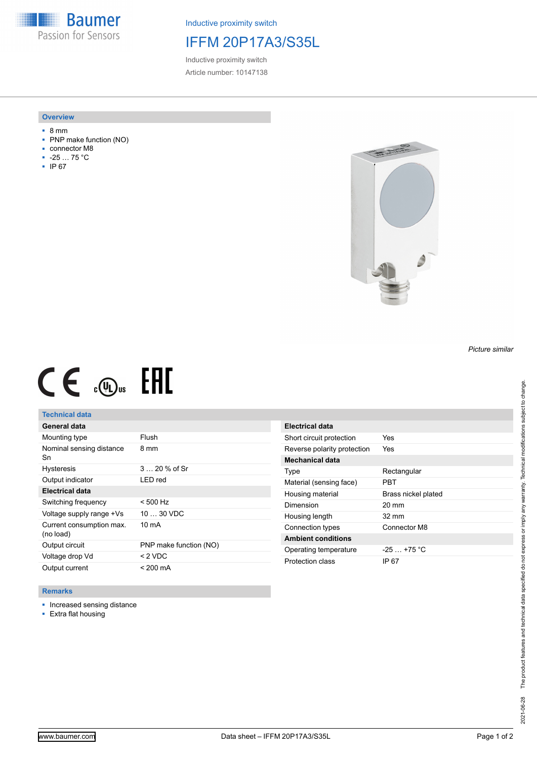Inductive proximity switch

# IFFM 20P17A3/S35L

Inductive proximity switch

Article number: 10147138

## Overview

- 8 mm
- PNP make function (NO)
- connector M8
- -25 … 75 °C
- IP 67

*Picture similar*

## Technical data

| General data | |
|---|---|
| Mounting type | Flush |
| Nominal sensing distance Sn | 8 mm |
| Hysteresis | 3 … 20 % of Sr |
| Output indicator | LED red |
| **Electrical data** | |
| Switching frequency | < 500 Hz |
| Voltage supply range +Vs | 10 … 30 VDC |
| Current consumption max. (no load) | 10 mA |
| Output circuit | PNP make function (NO) |
| Voltage drop Vd | < 2 VDC |
| Output current | < 200 mA |

| Electrical data | |
|---|---|
| Short circuit protection | Yes |
| Reverse polarity protection | Yes |
| **Mechanical data** | |
| Type | Rectangular |
| Material (sensing face) | PBT |
| Housing material | Brass nickel plated |
| Dimension | 20 mm |
| Housing length | 32 mm |
| Connection types | Connector M8 |
| **Ambient conditions** | |
| Operating temperature | -25 … +75 °C |
| Protection class | IP 67 |

## Remarks

- Increased sensing distance
- Extra flat housing

2021-06-28 The product features and technical data specified do not express or imply any warranty. Technical modifications subject to change.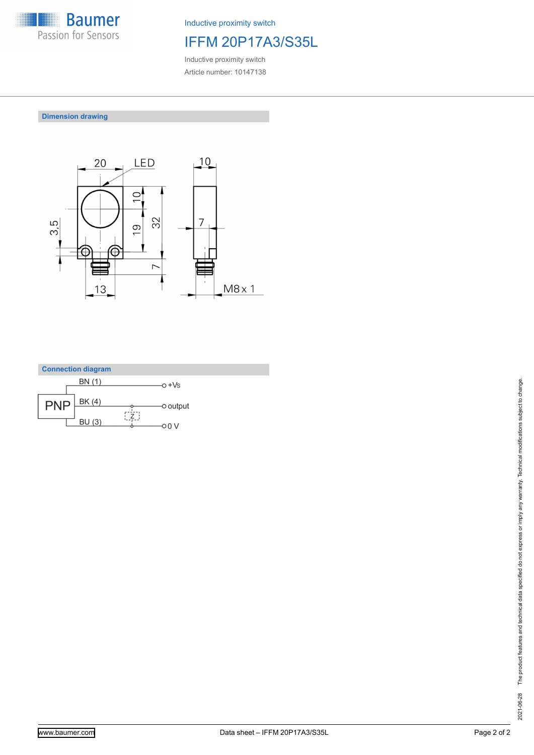Inductive proximity switch

# IFFM 20P17A3/S35L

Inductive proximity switch

Article number: 10147138

## Dimension drawing

20

LED

10

10

19

32

3,5

7

7

13

M8 x 1

## Connection diagram

PNP

BN (1)

+Vs

BK (4)

output

Z

BU (3)

0 V

2021-06-28 The product features and technical data specified do not express or imply any warranty. Technical modifications subject to change.

www.baumer.com

Data sheet – IFFM 20P17A3/S35L